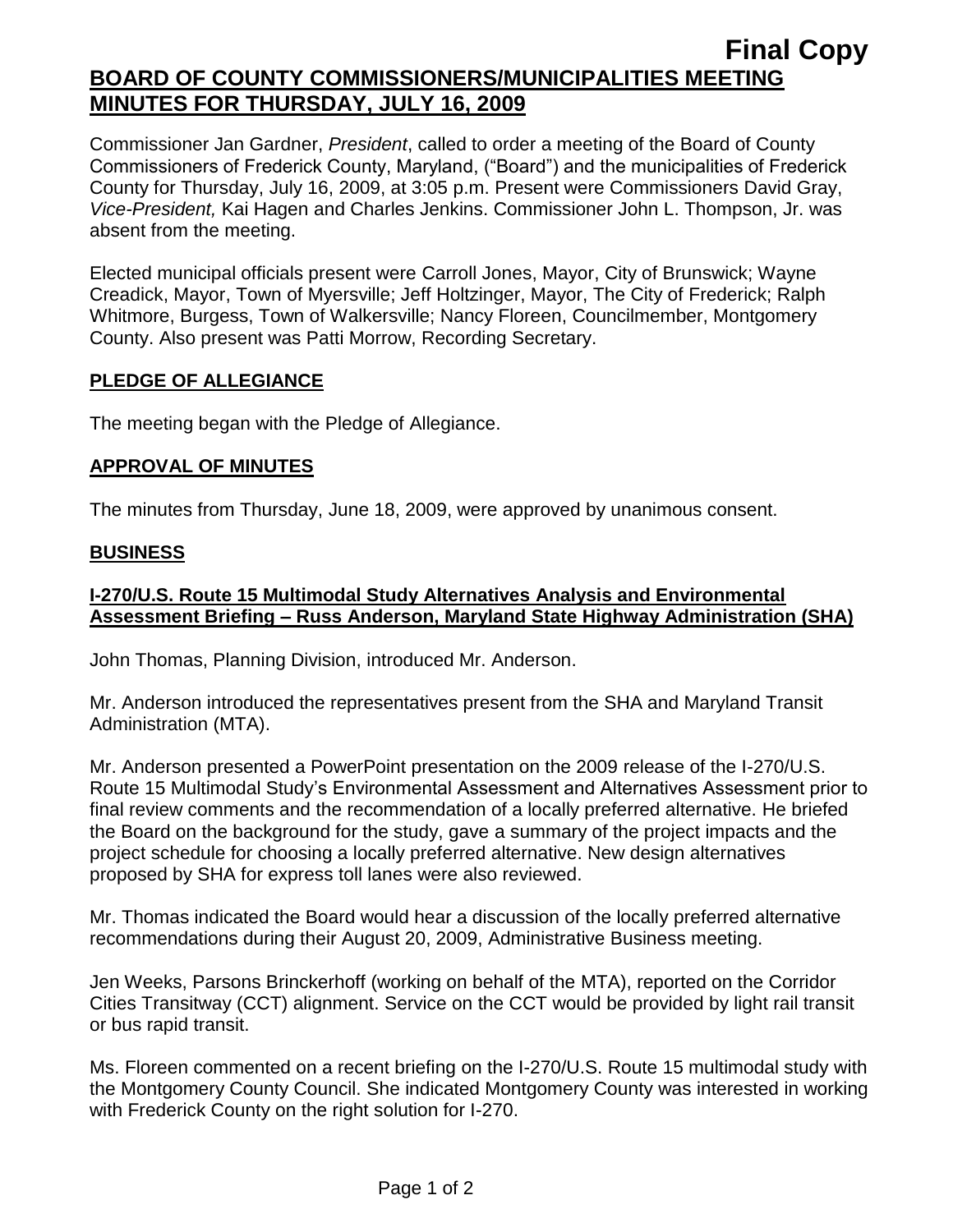**Final Copy**

# BOARD OF COUNTY COMMISSIONERS/MUNICIPALITIES MEETING MINUTES FOR THURSDAY, JULY 16, 2009

Commissioner Jan Gardner, *President*, called to order a meeting of the Board of County Commissioners of Frederick County, Maryland, ("Board") and the municipalities of Frederick County for Thursday, July 16, 2009, at 3:05 p.m. Present were Commissioners David Gray, *Vice-President,* Kai Hagen and Charles Jenkins. Commissioner John L. Thompson, Jr. was absent from the meeting.

Elected municipal officials present were Carroll Jones, Mayor, City of Brunswick; Wayne Creadick, Mayor, Town of Myersville; Jeff Holtzinger, Mayor, The City of Frederick; Ralph Whitmore, Burgess, Town of Walkersville; Nancy Floreen, Councilmember, Montgomery County. Also present was Patti Morrow, Recording Secretary.

## PLEDGE OF ALLEGIANCE

The meeting began with the Pledge of Allegiance.

## APPROVAL OF MINUTES

The minutes from Thursday, June 18, 2009, were approved by unanimous consent.

## BUSINESS

### I-270/U.S. Route 15 Multimodal Study Alternatives Analysis and Environmental Assessment Briefing – Russ Anderson, Maryland State Highway Administration (SHA)

John Thomas, Planning Division, introduced Mr. Anderson.

Mr. Anderson introduced the representatives present from the SHA and Maryland Transit Administration (MTA).

Mr. Anderson presented a PowerPoint presentation on the 2009 release of the I-270/U.S. Route 15 Multimodal Study's Environmental Assessment and Alternatives Assessment prior to final review comments and the recommendation of a locally preferred alternative. He briefed the Board on the background for the study, gave a summary of the project impacts and the project schedule for choosing a locally preferred alternative. New design alternatives proposed by SHA for express toll lanes were also reviewed.

Mr. Thomas indicated the Board would hear a discussion of the locally preferred alternative recommendations during their August 20, 2009, Administrative Business meeting.

Jen Weeks, Parsons Brinckerhoff (working on behalf of the MTA), reported on the Corridor Cities Transitway (CCT) alignment. Service on the CCT would be provided by light rail transit or bus rapid transit.

Ms. Floreen commented on a recent briefing on the I-270/U.S. Route 15 multimodal study with the Montgomery County Council. She indicated Montgomery County was interested in working with Frederick County on the right solution for I-270.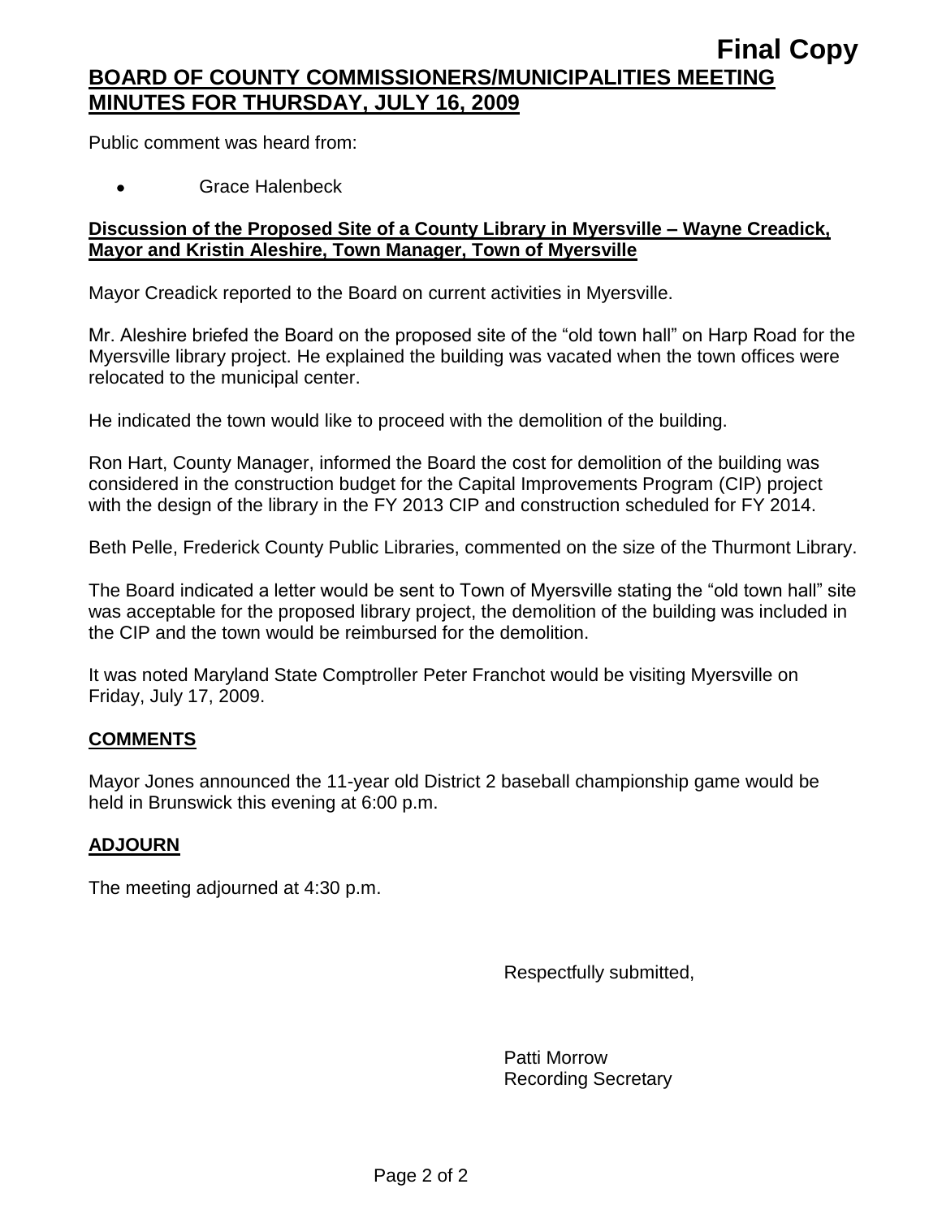**Final Copy**

**BOARD OF COUNTY COMMISSIONERS/MUNICIPALITIES MEETING MINUTES FOR THURSDAY, JULY 16, 2009**

Public comment was heard from:

- Grace Halenbeck

**Discussion of the Proposed Site of a County Library in Myersville – Wayne Creadick, Mayor and Kristin Aleshire, Town Manager, Town of Myersville**

Mayor Creadick reported to the Board on current activities in Myersville.

Mr. Aleshire briefed the Board on the proposed site of the "old town hall" on Harp Road for the Myersville library project. He explained the building was vacated when the town offices were relocated to the municipal center.

He indicated the town would like to proceed with the demolition of the building.

Ron Hart, County Manager, informed the Board the cost for demolition of the building was considered in the construction budget for the Capital Improvements Program (CIP) project with the design of the library in the FY 2013 CIP and construction scheduled for FY 2014.

Beth Pelle, Frederick County Public Libraries, commented on the size of the Thurmont Library.

The Board indicated a letter would be sent to Town of Myersville stating the "old town hall" site was acceptable for the proposed library project, the demolition of the building was included in the CIP and the town would be reimbursed for the demolition.

It was noted Maryland State Comptroller Peter Franchot would be visiting Myersville on Friday, July 17, 2009.

**COMMENTS**

Mayor Jones announced the 11-year old District 2 baseball championship game would be held in Brunswick this evening at 6:00 p.m.

**ADJOURN**

The meeting adjourned at 4:30 p.m.

Respectfully submitted,

Patti Morrow
Recording Secretary